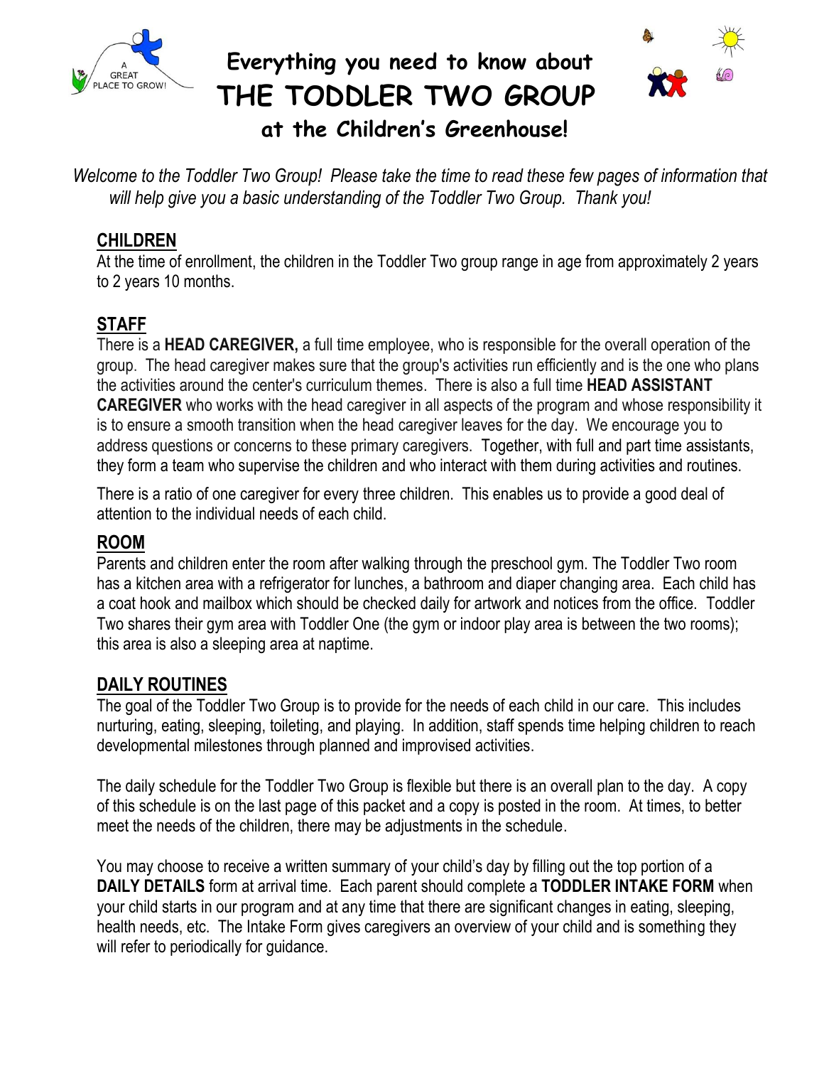# Everything you need to know about THE TODDLER TWO GROUP at the Children's Greenhouse!

*Welcome to the Toddler Two Group! Please take the time to read these few pages of information that will help give you a basic understanding of the Toddler Two Group. Thank you!*

## CHILDREN

At the time of enrollment, the children in the Toddler Two group range in age from approximately 2 years to 2 years 10 months.

## STAFF

There is a **HEAD CAREGIVER,** a full time employee, who is responsible for the overall operation of the group. The head caregiver makes sure that the group's activities run efficiently and is the one who plans the activities around the center's curriculum themes. There is also a full time **HEAD ASSISTANT CAREGIVER** who works with the head caregiver in all aspects of the program and whose responsibility it is to ensure a smooth transition when the head caregiver leaves for the day. We encourage you to address questions or concerns to these primary caregivers. Together, with full and part time assistants, they form a team who supervise the children and who interact with them during activities and routines.

There is a ratio of one caregiver for every three children. This enables us to provide a good deal of attention to the individual needs of each child.

## ROOM

Parents and children enter the room after walking through the preschool gym. The Toddler Two room has a kitchen area with a refrigerator for lunches, a bathroom and diaper changing area. Each child has a coat hook and mailbox which should be checked daily for artwork and notices from the office. Toddler Two shares their gym area with Toddler One (the gym or indoor play area is between the two rooms); this area is also a sleeping area at naptime.

## DAILY ROUTINES

The goal of the Toddler Two Group is to provide for the needs of each child in our care. This includes nurturing, eating, sleeping, toileting, and playing. In addition, staff spends time helping children to reach developmental milestones through planned and improvised activities.

The daily schedule for the Toddler Two Group is flexible but there is an overall plan to the day. A copy of this schedule is on the last page of this packet and a copy is posted in the room. At times, to better meet the needs of the children, there may be adjustments in the schedule.

You may choose to receive a written summary of your child's day by filling out the top portion of a **DAILY DETAILS** form at arrival time. Each parent should complete a **TODDLER INTAKE FORM** when your child starts in our program and at any time that there are significant changes in eating, sleeping, health needs, etc. The Intake Form gives caregivers an overview of your child and is something they will refer to periodically for guidance.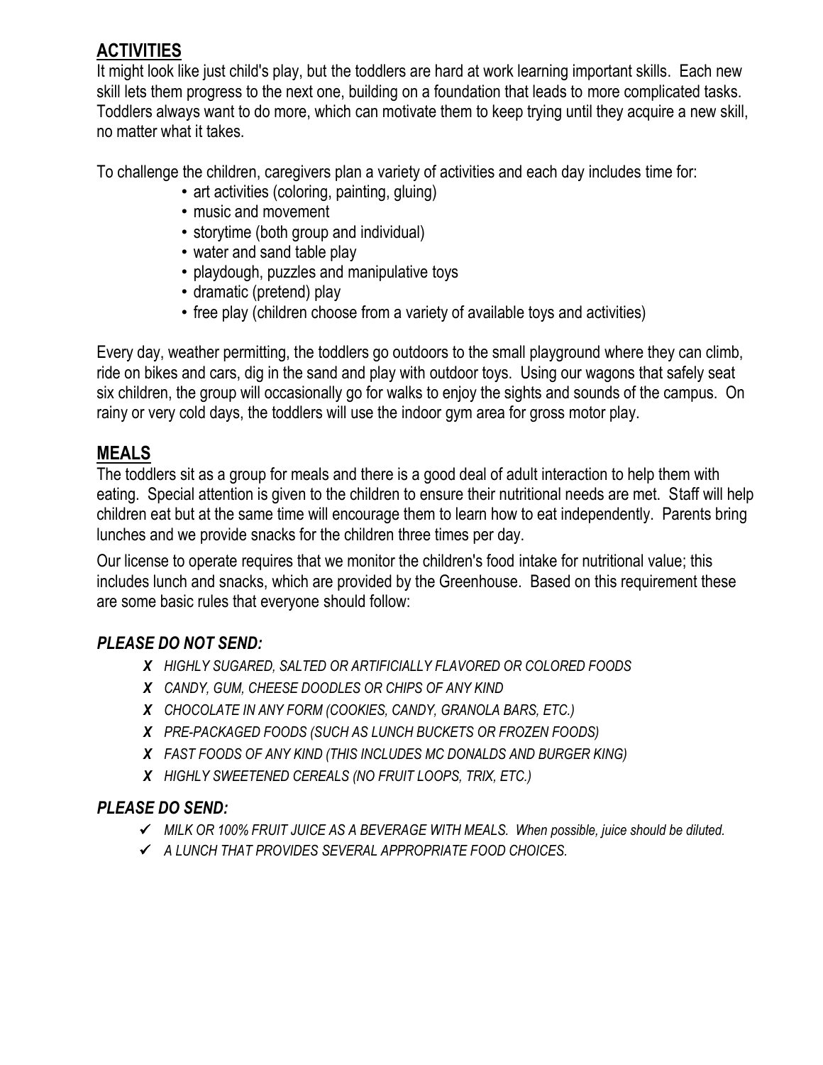## ACTIVITIES

It might look like just child's play, but the toddlers are hard at work learning important skills. Each new skill lets them progress to the next one, building on a foundation that leads to more complicated tasks. Toddlers always want to do more, which can motivate them to keep trying until they acquire a new skill, no matter what it takes.

To challenge the children, caregivers plan a variety of activities and each day includes time for:

- art activities (coloring, painting, gluing)
- music and movement
- storytime (both group and individual)
- water and sand table play
- playdough, puzzles and manipulative toys
- dramatic (pretend) play
- free play (children choose from a variety of available toys and activities)

Every day, weather permitting, the toddlers go outdoors to the small playground where they can climb, ride on bikes and cars, dig in the sand and play with outdoor toys. Using our wagons that safely seat six children, the group will occasionally go for walks to enjoy the sights and sounds of the campus. On rainy or very cold days, the toddlers will use the indoor gym area for gross motor play.

## MEALS

The toddlers sit as a group for meals and there is a good deal of adult interaction to help them with eating. Special attention is given to the children to ensure their nutritional needs are met. Staff will help children eat but at the same time will encourage them to learn how to eat independently. Parents bring lunches and we provide snacks for the children three times per day.

Our license to operate requires that we monitor the children's food intake for nutritional value; this includes lunch and snacks, which are provided by the Greenhouse. Based on this requirement these are some basic rules that everyone should follow:

### *PLEASE DO NOT SEND:*

- ***X*** *HIGHLY SUGARED, SALTED OR ARTIFICIALLY FLAVORED OR COLORED FOODS*
- ***X*** *CANDY, GUM, CHEESE DOODLES OR CHIPS OF ANY KIND*
- ***X*** *CHOCOLATE IN ANY FORM (COOKIES, CANDY, GRANOLA BARS, ETC.)*
- ***X*** *PRE-PACKAGED FOODS (SUCH AS LUNCH BUCKETS OR FROZEN FOODS)*
- ***X*** *FAST FOODS OF ANY KIND (THIS INCLUDES MC DONALDS AND BURGER KING)*
- ***X*** *HIGHLY SWEETENED CEREALS (NO FRUIT LOOPS, TRIX, ETC.)*

### *PLEASE DO SEND:*

- ✓ *MILK OR 100% FRUIT JUICE AS A BEVERAGE WITH MEALS. When possible, juice should be diluted.*
- ✓ *A LUNCH THAT PROVIDES SEVERAL APPROPRIATE FOOD CHOICES.*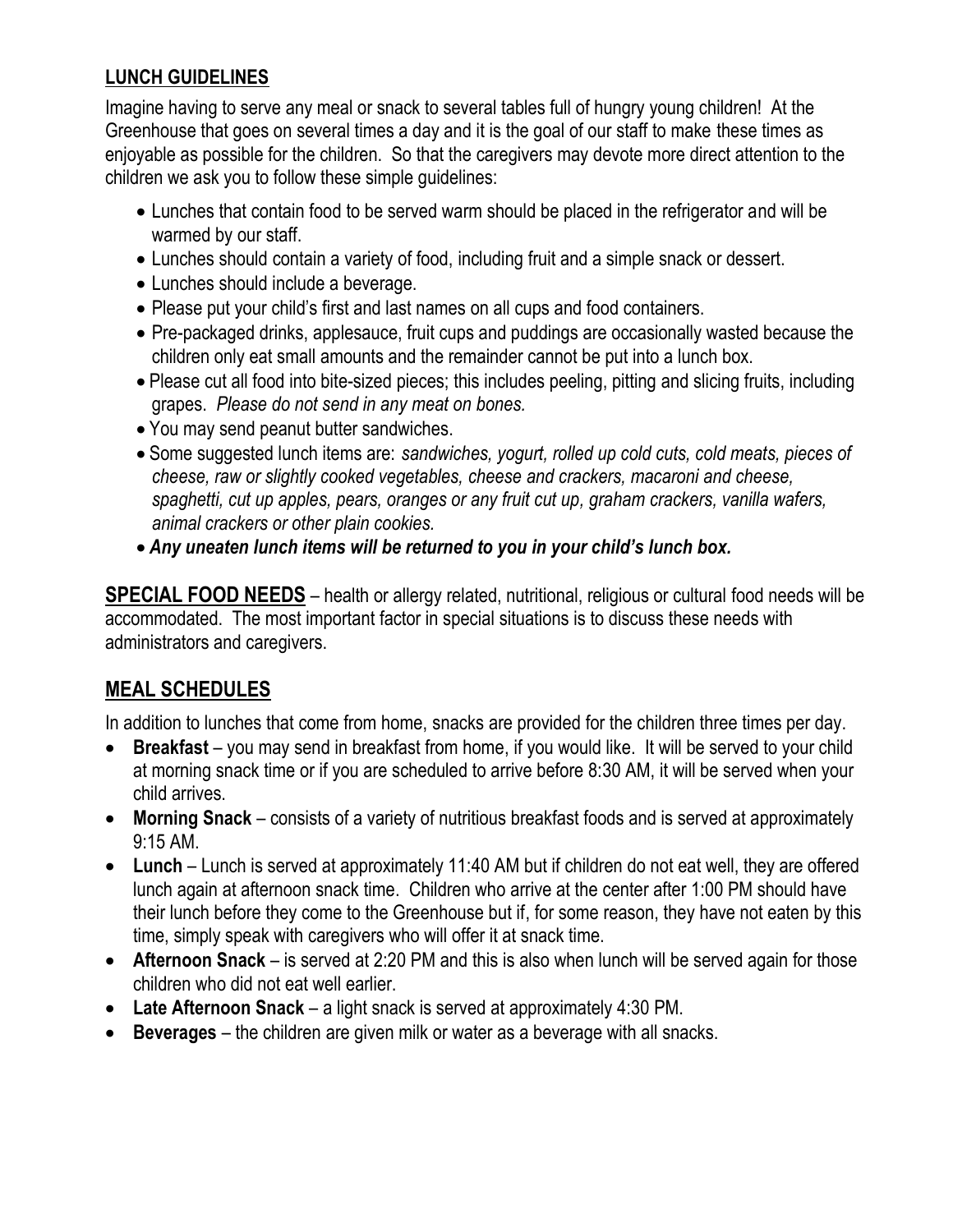## LUNCH GUIDELINES

Imagine having to serve any meal or snack to several tables full of hungry young children! At the Greenhouse that goes on several times a day and it is the goal of our staff to make these times as enjoyable as possible for the children. So that the caregivers may devote more direct attention to the children we ask you to follow these simple guidelines:

- Lunches that contain food to be served warm should be placed in the refrigerator and will be warmed by our staff.
- Lunches should contain a variety of food, including fruit and a simple snack or dessert.
- Lunches should include a beverage.
- Please put your child's first and last names on all cups and food containers.
- Pre-packaged drinks, applesauce, fruit cups and puddings are occasionally wasted because the children only eat small amounts and the remainder cannot be put into a lunch box.
- Please cut all food into bite-sized pieces; this includes peeling, pitting and slicing fruits, including grapes. *Please do not send in any meat on bones.*
- You may send peanut butter sandwiches.
- Some suggested lunch items are: *sandwiches, yogurt, rolled up cold cuts, cold meats, pieces of cheese, raw or slightly cooked vegetables, cheese and crackers, macaroni and cheese, spaghetti, cut up apples, pears, oranges or any fruit cut up, graham crackers, vanilla wafers, animal crackers or other plain cookies.*
- ***Any uneaten lunch items will be returned to you in your child's lunch box.***

**SPECIAL FOOD NEEDS** – health or allergy related, nutritional, religious or cultural food needs will be accommodated. The most important factor in special situations is to discuss these needs with administrators and caregivers.

## MEAL SCHEDULES

In addition to lunches that come from home, snacks are provided for the children three times per day.

- **Breakfast** – you may send in breakfast from home, if you would like. It will be served to your child at morning snack time or if you are scheduled to arrive before 8:30 AM, it will be served when your child arrives.
- **Morning Snack** – consists of a variety of nutritious breakfast foods and is served at approximately 9:15 AM.
- **Lunch** – Lunch is served at approximately 11:40 AM but if children do not eat well, they are offered lunch again at afternoon snack time. Children who arrive at the center after 1:00 PM should have their lunch before they come to the Greenhouse but if, for some reason, they have not eaten by this time, simply speak with caregivers who will offer it at snack time.
- **Afternoon Snack** – is served at 2:20 PM and this is also when lunch will be served again for those children who did not eat well earlier.
- **Late Afternoon Snack** – a light snack is served at approximately 4:30 PM.
- **Beverages** – the children are given milk or water as a beverage with all snacks.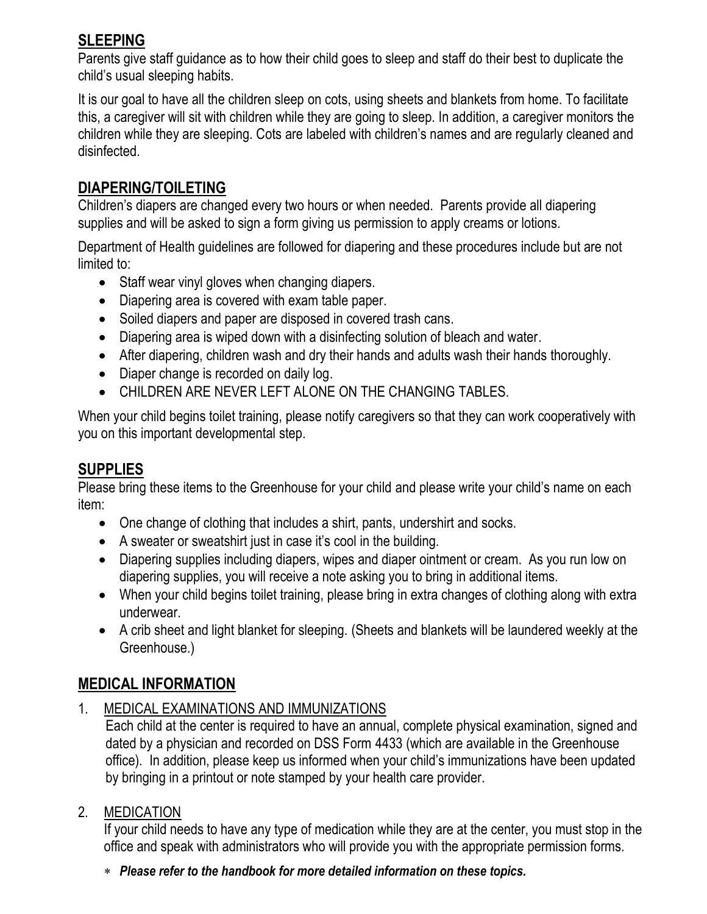## SLEEPING

Parents give staff guidance as to how their child goes to sleep and staff do their best to duplicate the child's usual sleeping habits.

It is our goal to have all the children sleep on cots, using sheets and blankets from home. To facilitate this, a caregiver will sit with children while they are going to sleep. In addition, a caregiver monitors the children while they are sleeping. Cots are labeled with children's names and are regularly cleaned and disinfected.

## DIAPERING/TOILETING

Children's diapers are changed every two hours or when needed. Parents provide all diapering supplies and will be asked to sign a form giving us permission to apply creams or lotions.

Department of Health guidelines are followed for diapering and these procedures include but are not limited to:

- Staff wear vinyl gloves when changing diapers.
- Diapering area is covered with exam table paper.
- Soiled diapers and paper are disposed in covered trash cans.
- Diapering area is wiped down with a disinfecting solution of bleach and water.
- After diapering, children wash and dry their hands and adults wash their hands thoroughly.
- Diaper change is recorded on daily log.
- CHILDREN ARE NEVER LEFT ALONE ON THE CHANGING TABLES.

When your child begins toilet training, please notify caregivers so that they can work cooperatively with you on this important developmental step.

## SUPPLIES

Please bring these items to the Greenhouse for your child and please write your child's name on each item:

- One change of clothing that includes a shirt, pants, undershirt and socks.
- A sweater or sweatshirt just in case it's cool in the building.
- Diapering supplies including diapers, wipes and diaper ointment or cream. As you run low on diapering supplies, you will receive a note asking you to bring in additional items.
- When your child begins toilet training, please bring in extra changes of clothing along with extra underwear.
- A crib sheet and light blanket for sleeping. (Sheets and blankets will be laundered weekly at the Greenhouse.)

## MEDICAL INFORMATION

1. MEDICAL EXAMINATIONS AND IMMUNIZATIONS

   Each child at the center is required to have an annual, complete physical examination, signed and dated by a physician and recorded on DSS Form 4433 (which are available in the Greenhouse office). In addition, please keep us informed when your child's immunizations have been updated by bringing in a printout or note stamped by your health care provider.

2. MEDICATION

   If your child needs to have any type of medication while they are at the center, you must stop in the office and speak with administrators who will provide you with the appropriate permission forms.

   * ***Please refer to the handbook for more detailed information on these topics.***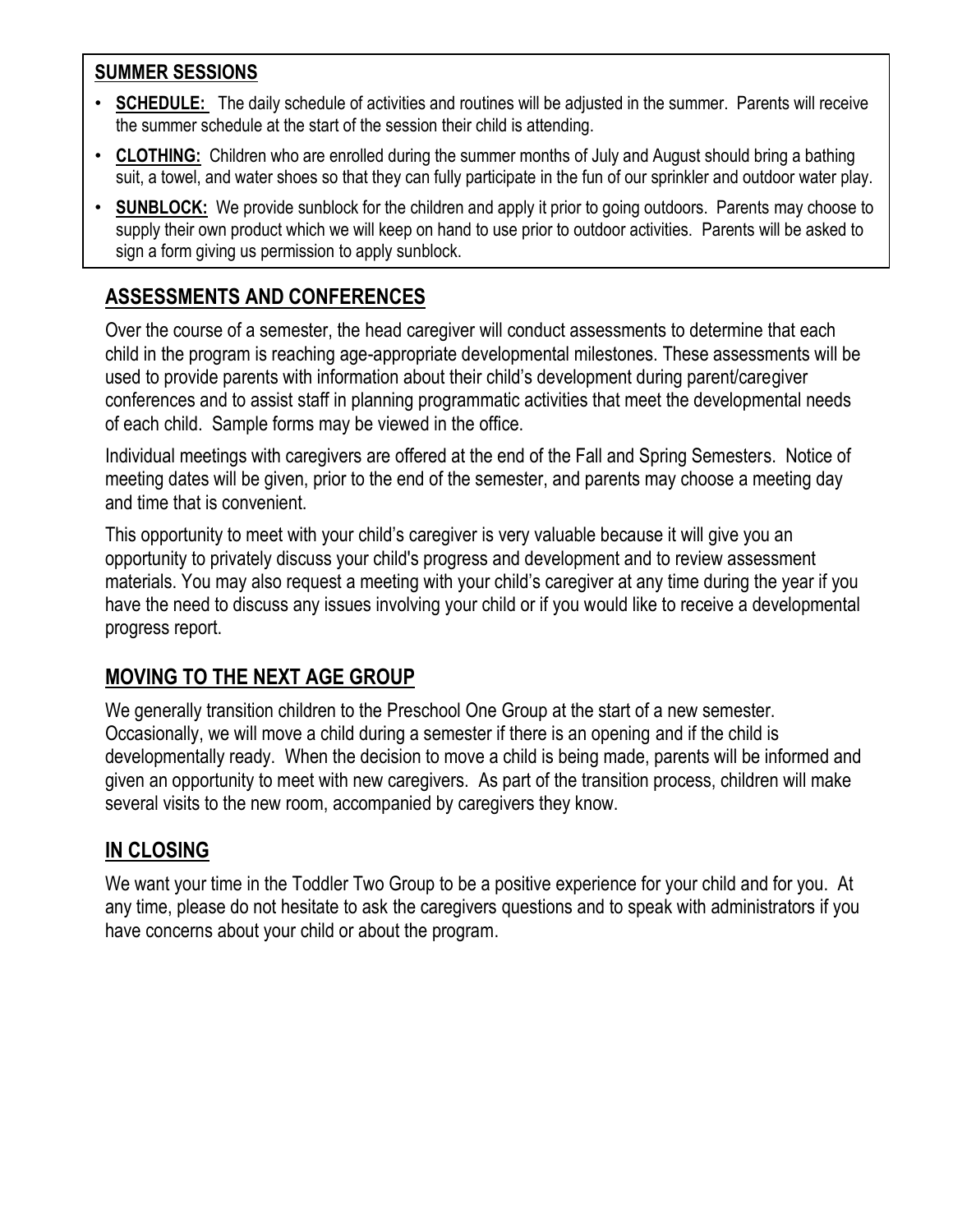## SUMMER SESSIONS

- **SCHEDULE:** The daily schedule of activities and routines will be adjusted in the summer. Parents will receive the summer schedule at the start of the session their child is attending.
- **CLOTHING:** Children who are enrolled during the summer months of July and August should bring a bathing suit, a towel, and water shoes so that they can fully participate in the fun of our sprinkler and outdoor water play.
- **SUNBLOCK:** We provide sunblock for the children and apply it prior to going outdoors. Parents may choose to supply their own product which we will keep on hand to use prior to outdoor activities. Parents will be asked to sign a form giving us permission to apply sunblock.

## ASSESSMENTS AND CONFERENCES

Over the course of a semester, the head caregiver will conduct assessments to determine that each child in the program is reaching age-appropriate developmental milestones. These assessments will be used to provide parents with information about their child's development during parent/caregiver conferences and to assist staff in planning programmatic activities that meet the developmental needs of each child. Sample forms may be viewed in the office.

Individual meetings with caregivers are offered at the end of the Fall and Spring Semesters. Notice of meeting dates will be given, prior to the end of the semester, and parents may choose a meeting day and time that is convenient.

This opportunity to meet with your child's caregiver is very valuable because it will give you an opportunity to privately discuss your child's progress and development and to review assessment materials. You may also request a meeting with your child's caregiver at any time during the year if you have the need to discuss any issues involving your child or if you would like to receive a developmental progress report.

## MOVING TO THE NEXT AGE GROUP

We generally transition children to the Preschool One Group at the start of a new semester. Occasionally, we will move a child during a semester if there is an opening and if the child is developmentally ready. When the decision to move a child is being made, parents will be informed and given an opportunity to meet with new caregivers. As part of the transition process, children will make several visits to the new room, accompanied by caregivers they know.

## IN CLOSING

We want your time in the Toddler Two Group to be a positive experience for your child and for you. At any time, please do not hesitate to ask the caregivers questions and to speak with administrators if you have concerns about your child or about the program.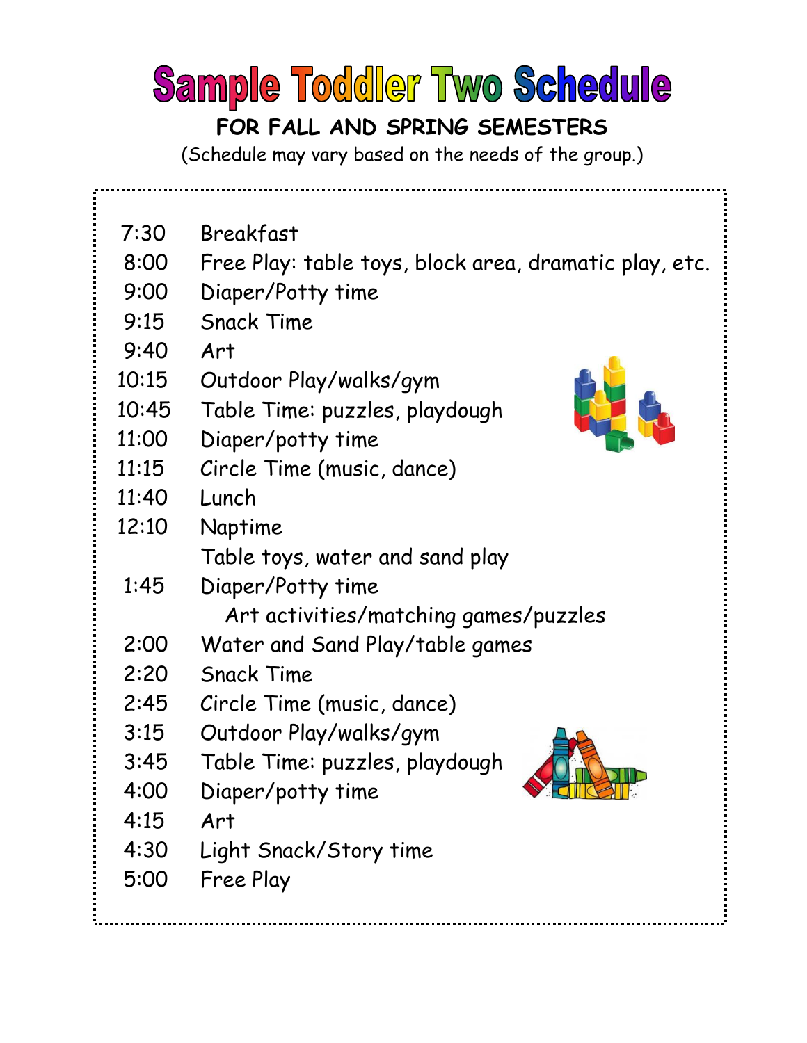# Sample Toddler Two Schedule

**FOR FALL AND SPRING SEMESTERS**

(Schedule may vary based on the needs of the group.)

| | |
|---|---|
| 7:30 | Breakfast |
| 8:00 | Free Play: table toys, block area, dramatic play, etc. |
| 9:00 | Diaper/Potty time |
| 9:15 | Snack Time |
| 9:40 | Art |
| 10:15 | Outdoor Play/walks/gym |
| 10:45 | Table Time: puzzles, playdough |
| 11:00 | Diaper/potty time |
| 11:15 | Circle Time (music, dance) |
| 11:40 | Lunch |
| 12:10 | Naptime |
| | Table toys, water and sand play |
| 1:45 | Diaper/Potty time |
| | Art activities/matching games/puzzles |
| 2:00 | Water and Sand Play/table games |
| 2:20 | Snack Time |
| 2:45 | Circle Time (music, dance) |
| 3:15 | Outdoor Play/walks/gym |
| 3:45 | Table Time: puzzles, playdough |
| 4:00 | Diaper/potty time |
| 4:15 | Art |
| 4:30 | Light Snack/Story time |
| 5:00 | Free Play |